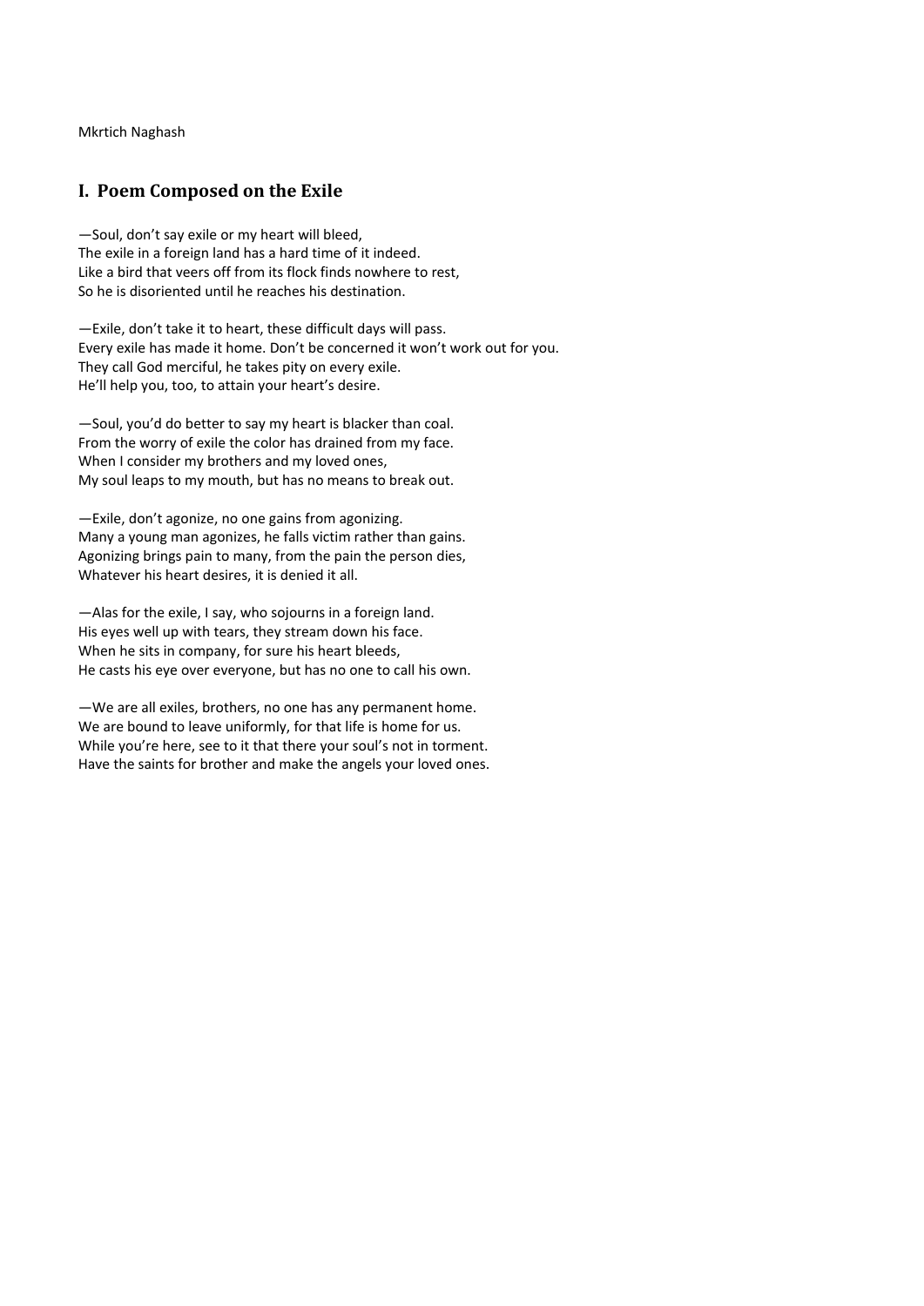Mkrtich Naghash

## I. Poem Composed on the Exile

—Soul, don't say exile or my heart will bleed,
The exile in a foreign land has a hard time of it indeed.
Like a bird that veers off from its flock finds nowhere to rest,
So he is disoriented until he reaches his destination.

—Exile, don't take it to heart, these difficult days will pass.
Every exile has made it home. Don't be concerned it won't work out for you.
They call God merciful, he takes pity on every exile.
He'll help you, too, to attain your heart's desire.

—Soul, you'd do better to say my heart is blacker than coal.
From the worry of exile the color has drained from my face.
When I consider my brothers and my loved ones,
My soul leaps to my mouth, but has no means to break out.

—Exile, don't agonize, no one gains from agonizing.
Many a young man agonizes, he falls victim rather than gains.
Agonizing brings pain to many, from the pain the person dies,
Whatever his heart desires, it is denied it all.

—Alas for the exile, I say, who sojourns in a foreign land.
His eyes well up with tears, they stream down his face.
When he sits in company, for sure his heart bleeds,
He casts his eye over everyone, but has no one to call his own.

—We are all exiles, brothers, no one has any permanent home.
We are bound to leave uniformly, for that life is home for us.
While you're here, see to it that there your soul's not in torment.
Have the saints for brother and make the angels your loved ones.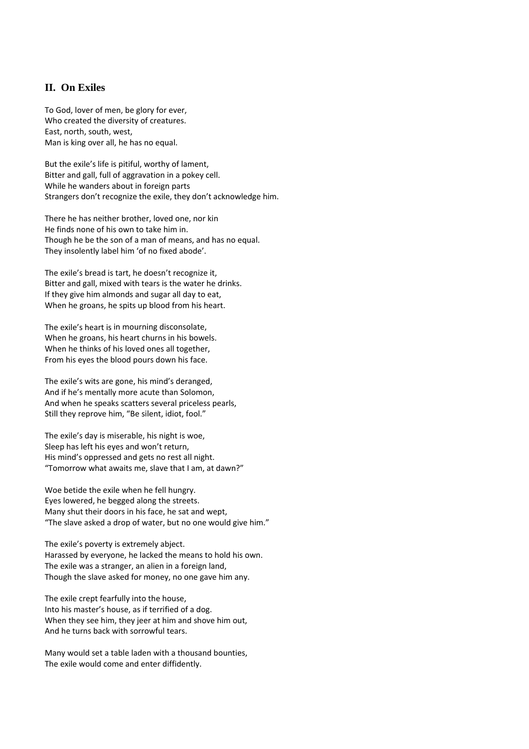## II. On Exiles

To God, lover of men, be glory for ever,
Who created the diversity of creatures.
East, north, south, west,
Man is king over all, he has no equal.

But the exile's life is pitiful, worthy of lament,
Bitter and gall, full of aggravation in a pokey cell.
While he wanders about in foreign parts
Strangers don't recognize the exile, they don't acknowledge him.

There he has neither brother, loved one, nor kin
He finds none of his own to take him in.
Though he be the son of a man of means, and has no equal.
They insolently label him 'of no fixed abode'.

The exile's bread is tart, he doesn't recognize it,
Bitter and gall, mixed with tears is the water he drinks.
If they give him almonds and sugar all day to eat,
When he groans, he spits up blood from his heart.

The exile's heart is in mourning disconsolate,
When he groans, his heart churns in his bowels.
When he thinks of his loved ones all together,
From his eyes the blood pours down his face.

The exile's wits are gone, his mind's deranged,
And if he's mentally more acute than Solomon,
And when he speaks scatters several priceless pearls,
Still they reprove him, "Be silent, idiot, fool."

The exile's day is miserable, his night is woe,
Sleep has left his eyes and won't return,
His mind's oppressed and gets no rest all night.
"Tomorrow what awaits me, slave that I am, at dawn?"

Woe betide the exile when he fell hungry.
Eyes lowered, he begged along the streets.
Many shut their doors in his face, he sat and wept,
"The slave asked a drop of water, but no one would give him."

The exile's poverty is extremely abject.
Harassed by everyone, he lacked the means to hold his own.
The exile was a stranger, an alien in a foreign land,
Though the slave asked for money, no one gave him any.

The exile crept fearfully into the house,
Into his master's house, as if terrified of a dog.
When they see him, they jeer at him and shove him out,
And he turns back with sorrowful tears.

Many would set a table laden with a thousand bounties,
The exile would come and enter diffidently.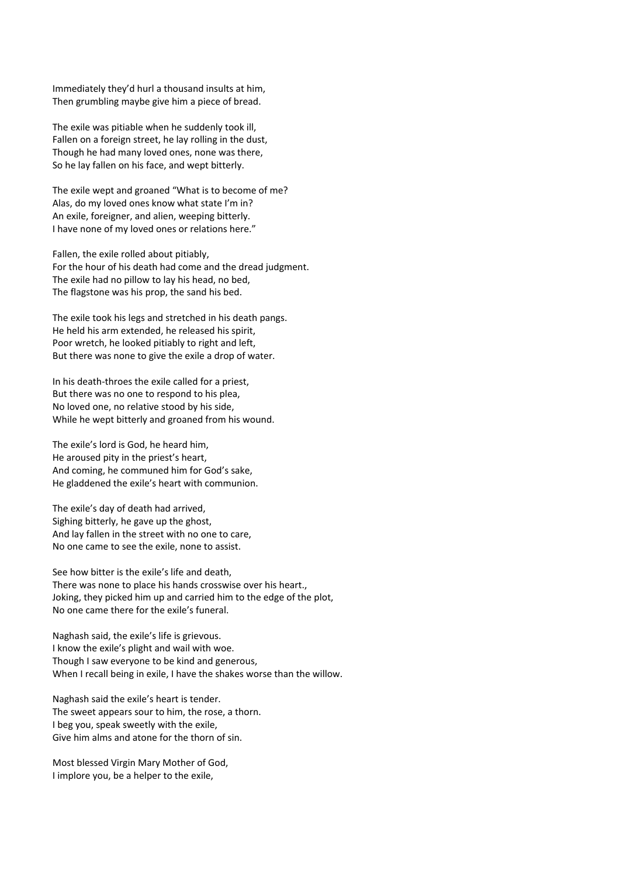Immediately they'd hurl a thousand insults at him,
Then grumbling maybe give him a piece of bread.

The exile was pitiable when he suddenly took ill,
Fallen on a foreign street, he lay rolling in the dust,
Though he had many loved ones, none was there,
So he lay fallen on his face, and wept bitterly.

The exile wept and groaned "What is to become of me?
Alas, do my loved ones know what state I'm in?
An exile, foreigner, and alien, weeping bitterly.
I have none of my loved ones or relations here."

Fallen, the exile rolled about pitiably,
For the hour of his death had come and the dread judgment.
The exile had no pillow to lay his head, no bed,
The flagstone was his prop, the sand his bed.

The exile took his legs and stretched in his death pangs.
He held his arm extended, he released his spirit,
Poor wretch, he looked pitiably to right and left,
But there was none to give the exile a drop of water.

In his death-throes the exile called for a priest,
But there was no one to respond to his plea,
No loved one, no relative stood by his side,
While he wept bitterly and groaned from his wound.

The exile's lord is God, he heard him,
He aroused pity in the priest's heart,
And coming, he communed him for God's sake,
He gladdened the exile's heart with communion.

The exile's day of death had arrived,
Sighing bitterly, he gave up the ghost,
And lay fallen in the street with no one to care,
No one came to see the exile, none to assist.

See how bitter is the exile's life and death,
There was none to place his hands crosswise over his heart.,
Joking, they picked him up and carried him to the edge of the plot,
No one came there for the exile's funeral.

Naghash said, the exile's life is grievous.
I know the exile's plight and wail with woe.
Though I saw everyone to be kind and generous,
When I recall being in exile, I have the shakes worse than the willow.

Naghash said the exile's heart is tender.
The sweet appears sour to him, the rose, a thorn.
I beg you, speak sweetly with the exile,
Give him alms and atone for the thorn of sin.

Most blessed Virgin Mary Mother of God,
I implore you, be a helper to the exile,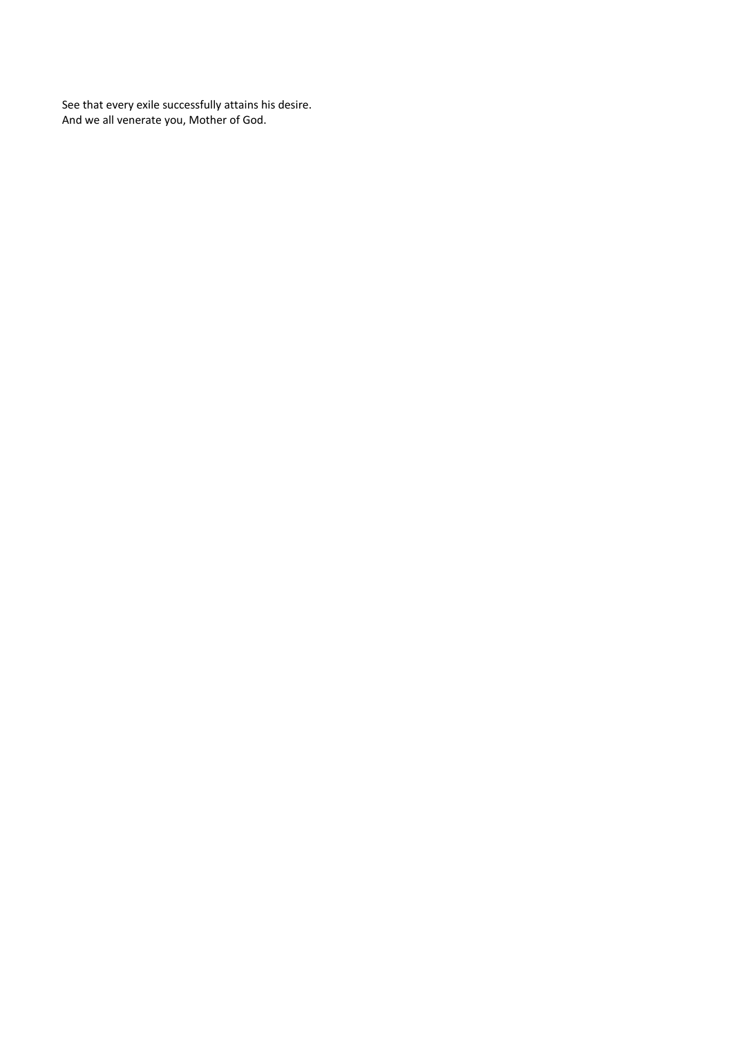See that every exile successfully attains his desire.
And we all venerate you, Mother of God.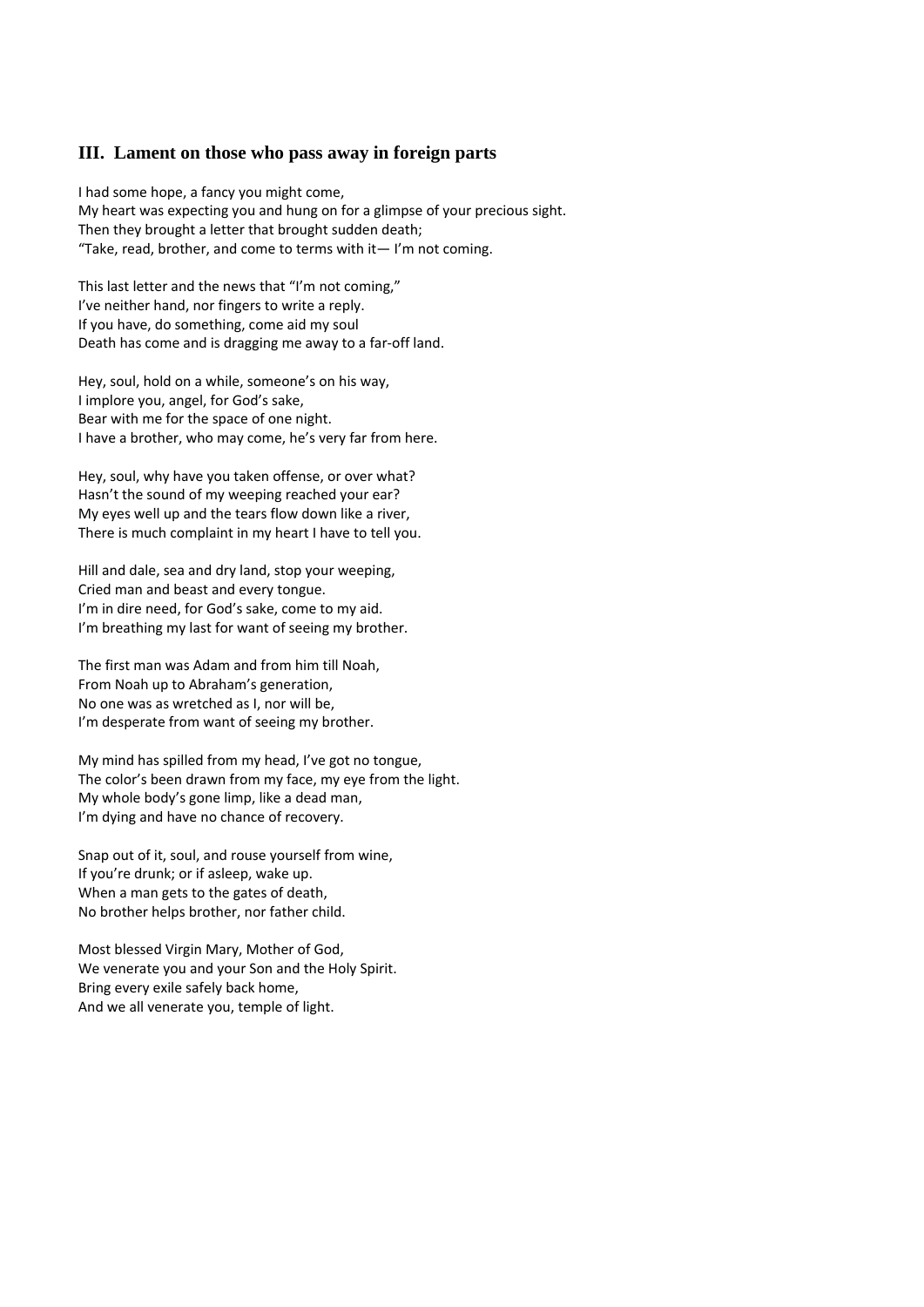### III. Lament on those who pass away in foreign parts

I had some hope, a fancy you might come,
My heart was expecting you and hung on for a glimpse of your precious sight.
Then they brought a letter that brought sudden death;
"Take, read, brother, and come to terms with it— I'm not coming.

This last letter and the news that "I'm not coming,"
I've neither hand, nor fingers to write a reply.
If you have, do something, come aid my soul
Death has come and is dragging me away to a far-off land.

Hey, soul, hold on a while, someone's on his way,
I implore you, angel, for God's sake,
Bear with me for the space of one night.
I have a brother, who may come, he's very far from here.

Hey, soul, why have you taken offense, or over what?
Hasn't the sound of my weeping reached your ear?
My eyes well up and the tears flow down like a river,
There is much complaint in my heart I have to tell you.

Hill and dale, sea and dry land, stop your weeping,
Cried man and beast and every tongue.
I'm in dire need, for God's sake, come to my aid.
I'm breathing my last for want of seeing my brother.

The first man was Adam and from him till Noah,
From Noah up to Abraham's generation,
No one was as wretched as I, nor will be,
I'm desperate from want of seeing my brother.

My mind has spilled from my head, I've got no tongue,
The color's been drawn from my face, my eye from the light.
My whole body's gone limp, like a dead man,
I'm dying and have no chance of recovery.

Snap out of it, soul, and rouse yourself from wine,
If you're drunk; or if asleep, wake up.
When a man gets to the gates of death,
No brother helps brother, nor father child.

Most blessed Virgin Mary, Mother of God,
We venerate you and your Son and the Holy Spirit.
Bring every exile safely back home,
And we all venerate you, temple of light.